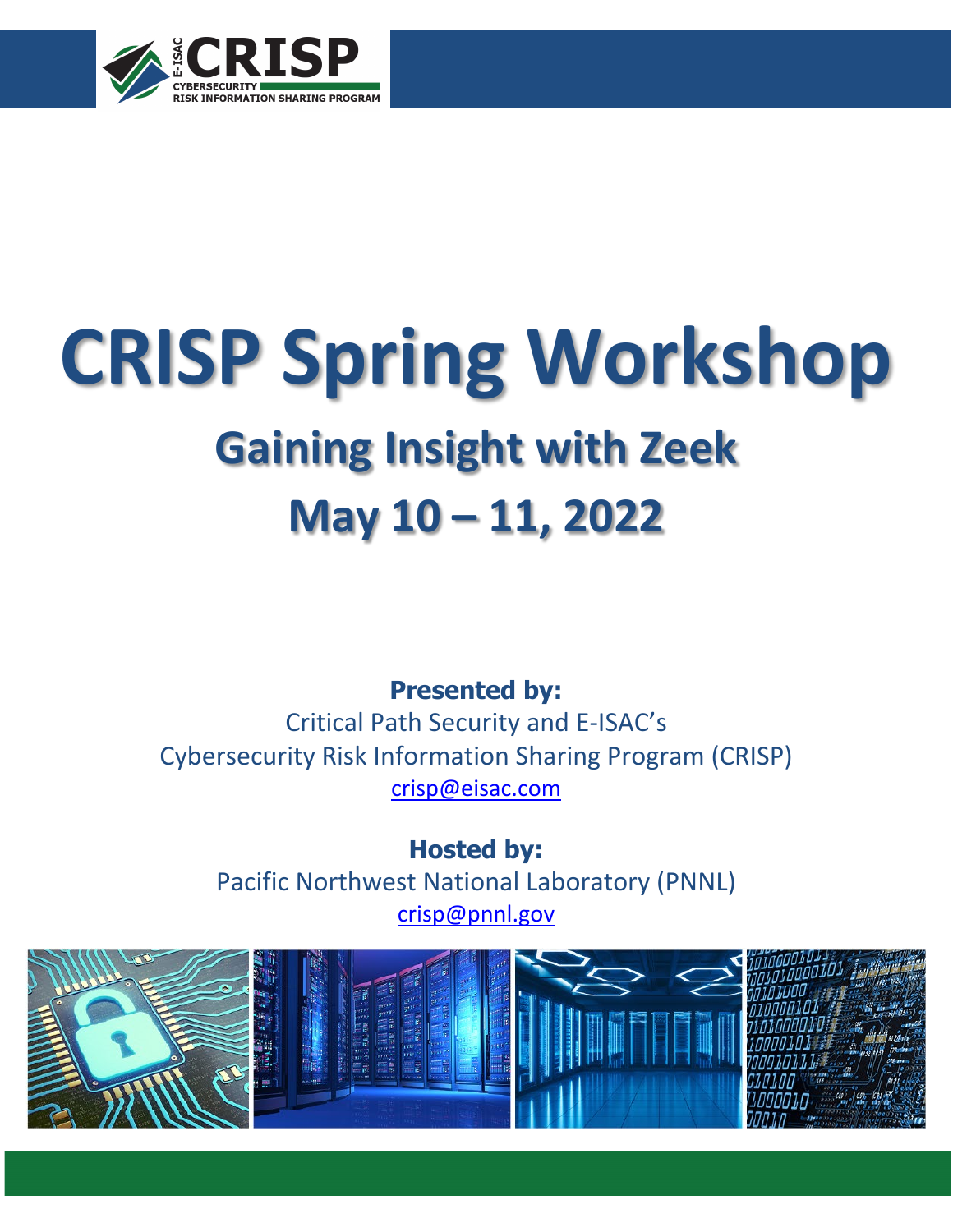E-ISAC CRISP
CYBERSECURITY RISK INFORMATION SHARING PROGRAM

# CRISP Spring Workshop

## Gaining Insight with Zeek

## May 10 – 11, 2022

**Presented by:**
Critical Path Security and E-ISAC's
Cybersecurity Risk Information Sharing Program (CRISP)
crisp@eisac.com

**Hosted by:**
Pacific Northwest National Laboratory (PNNL)
crisp@pnnl.gov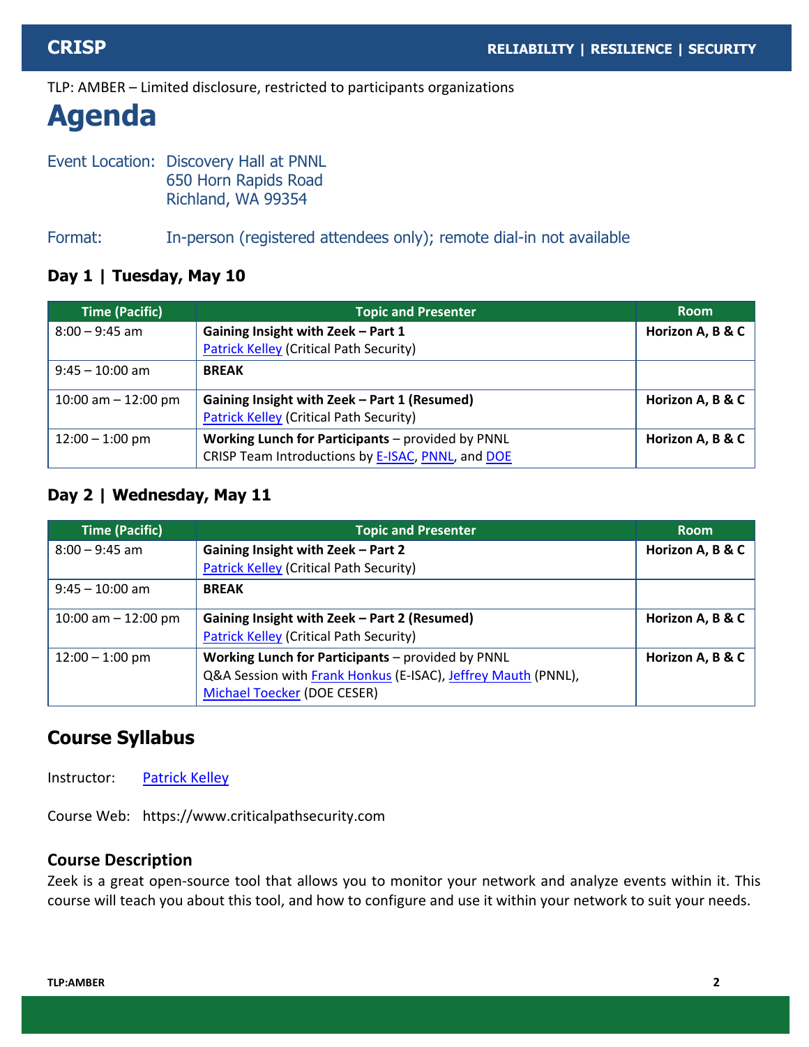TLP: AMBER – Limited disclosure, restricted to participants organizations

# Agenda

Event Location: Discovery Hall at PNNL
650 Horn Rapids Road
Richland, WA 99354

Format: In-person (registered attendees only); remote dial-in not available

### Day 1 | Tuesday, May 10

| Time (Pacific) | Topic and Presenter | Room |
|---|---|---|
| 8:00 – 9:45 am | **Gaining Insight with Zeek – Part 1**<br>Patrick Kelley (Critical Path Security) | **Horizon A, B & C** |
| 9:45 – 10:00 am | **BREAK** | |
| 10:00 am – 12:00 pm | **Gaining Insight with Zeek – Part 1 (Resumed)**<br>Patrick Kelley (Critical Path Security) | **Horizon A, B & C** |
| 12:00 – 1:00 pm | **Working Lunch for Participants** – provided by PNNL<br>CRISP Team Introductions by E-ISAC, PNNL, and DOE | **Horizon A, B & C** |

### Day 2 | Wednesday, May 11

| Time (Pacific) | Topic and Presenter | Room |
|---|---|---|
| 8:00 – 9:45 am | **Gaining Insight with Zeek – Part 2**<br>Patrick Kelley (Critical Path Security) | **Horizon A, B & C** |
| 9:45 – 10:00 am | **BREAK** | |
| 10:00 am – 12:00 pm | **Gaining Insight with Zeek – Part 2 (Resumed)**<br>Patrick Kelley (Critical Path Security) | **Horizon A, B & C** |
| 12:00 – 1:00 pm | **Working Lunch for Participants** – provided by PNNL<br>Q&A Session with Frank Honkus (E-ISAC), Jeffrey Mauth (PNNL), Michael Toecker (DOE CESER) | **Horizon A, B & C** |

## Course Syllabus

Instructor: Patrick Kelley

Course Web: https://www.criticalpathsecurity.com

### Course Description

Zeek is a great open-source tool that allows you to monitor your network and analyze events within it. This course will teach you about this tool, and how to configure and use it within your network to suit your needs.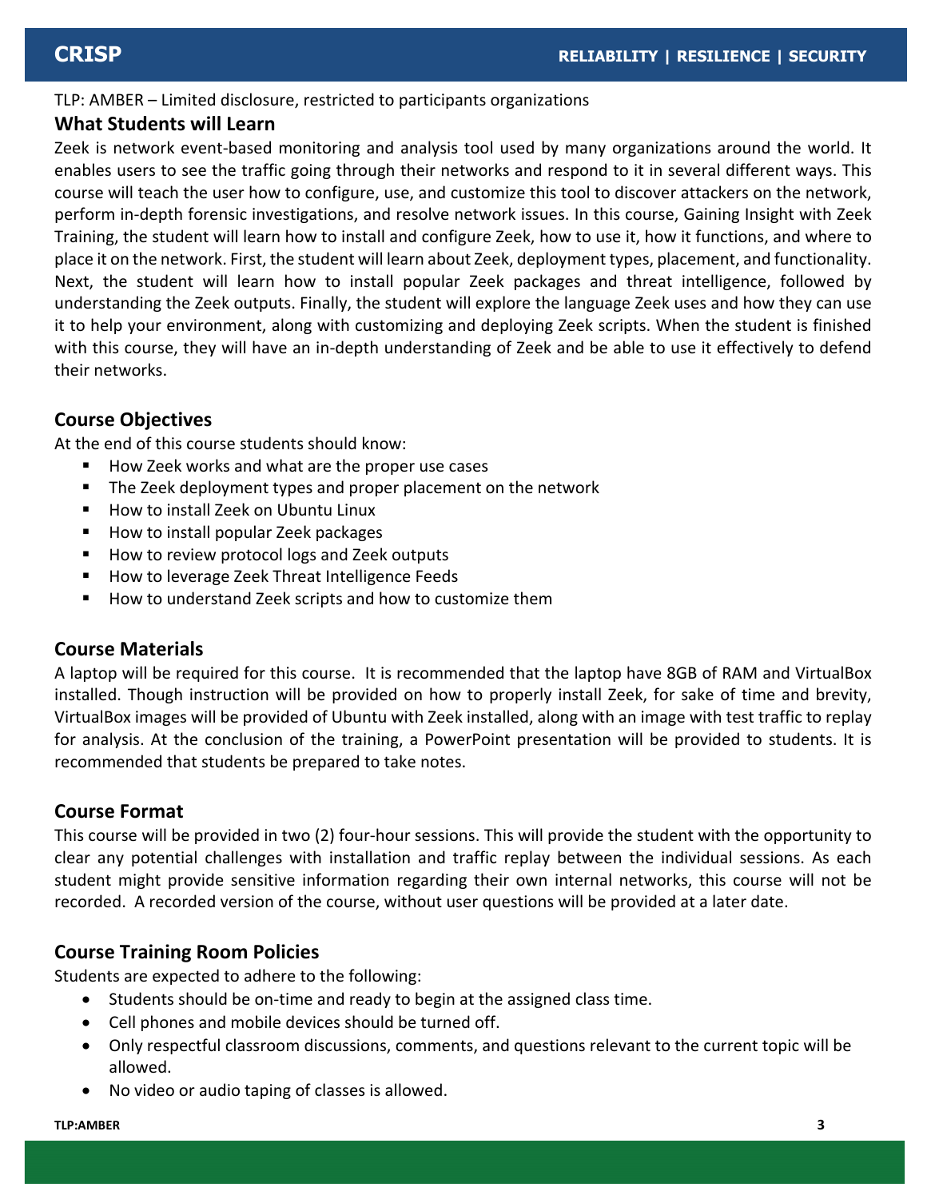TLP: AMBER – Limited disclosure, restricted to participants organizations

## What Students will Learn

Zeek is network event-based monitoring and analysis tool used by many organizations around the world. It enables users to see the traffic going through their networks and respond to it in several different ways. This course will teach the user how to configure, use, and customize this tool to discover attackers on the network, perform in-depth forensic investigations, and resolve network issues. In this course, Gaining Insight with Zeek Training, the student will learn how to install and configure Zeek, how to use it, how it functions, and where to place it on the network. First, the student will learn about Zeek, deployment types, placement, and functionality. Next, the student will learn how to install popular Zeek packages and threat intelligence, followed by understanding the Zeek outputs. Finally, the student will explore the language Zeek uses and how they can use it to help your environment, along with customizing and deploying Zeek scripts. When the student is finished with this course, they will have an in-depth understanding of Zeek and be able to use it effectively to defend their networks.

## Course Objectives

At the end of this course students should know:

- How Zeek works and what are the proper use cases
- The Zeek deployment types and proper placement on the network
- How to install Zeek on Ubuntu Linux
- How to install popular Zeek packages
- How to review protocol logs and Zeek outputs
- How to leverage Zeek Threat Intelligence Feeds
- How to understand Zeek scripts and how to customize them

## Course Materials

A laptop will be required for this course. It is recommended that the laptop have 8GB of RAM and VirtualBox installed. Though instruction will be provided on how to properly install Zeek, for sake of time and brevity, VirtualBox images will be provided of Ubuntu with Zeek installed, along with an image with test traffic to replay for analysis. At the conclusion of the training, a PowerPoint presentation will be provided to students. It is recommended that students be prepared to take notes.

## Course Format

This course will be provided in two (2) four-hour sessions. This will provide the student with the opportunity to clear any potential challenges with installation and traffic replay between the individual sessions. As each student might provide sensitive information regarding their own internal networks, this course will not be recorded. A recorded version of the course, without user questions will be provided at a later date.

## Course Training Room Policies

Students are expected to adhere to the following:

- Students should be on-time and ready to begin at the assigned class time.
- Cell phones and mobile devices should be turned off.
- Only respectful classroom discussions, comments, and questions relevant to the current topic will be allowed.
- No video or audio taping of classes is allowed.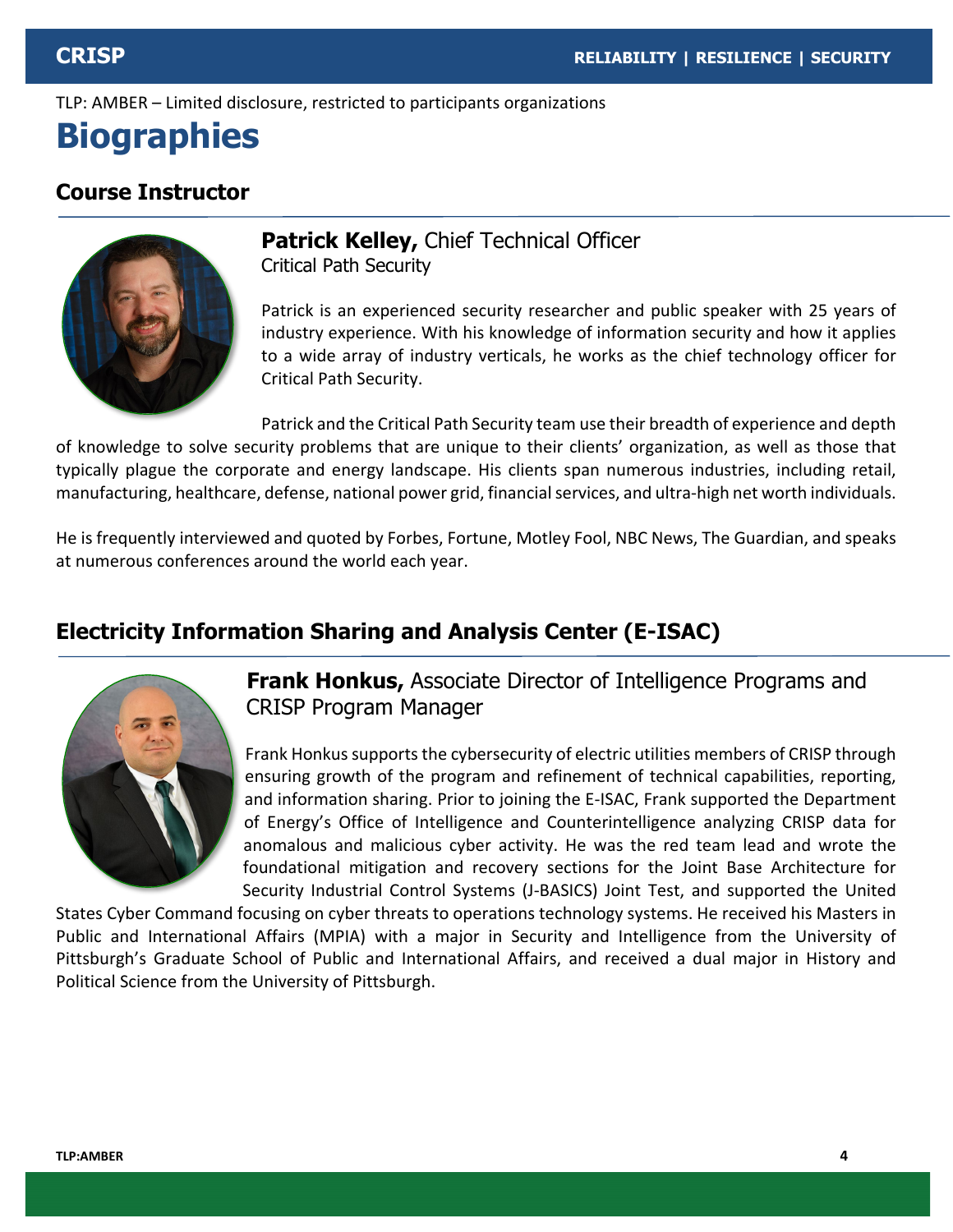TLP: AMBER – Limited disclosure, restricted to participants organizations

# Biographies

## Course Instructor

**Patrick Kelley,** Chief Technical Officer
Critical Path Security

Patrick is an experienced security researcher and public speaker with 25 years of industry experience. With his knowledge of information security and how it applies to a wide array of industry verticals, he works as the chief technology officer for Critical Path Security.

Patrick and the Critical Path Security team use their breadth of experience and depth of knowledge to solve security problems that are unique to their clients' organization, as well as those that typically plague the corporate and energy landscape. His clients span numerous industries, including retail, manufacturing, healthcare, defense, national power grid, financial services, and ultra-high net worth individuals.

He is frequently interviewed and quoted by Forbes, Fortune, Motley Fool, NBC News, The Guardian, and speaks at numerous conferences around the world each year.

## Electricity Information Sharing and Analysis Center (E-ISAC)

**Frank Honkus,** Associate Director of Intelligence Programs and CRISP Program Manager

Frank Honkus supports the cybersecurity of electric utilities members of CRISP through ensuring growth of the program and refinement of technical capabilities, reporting, and information sharing. Prior to joining the E-ISAC, Frank supported the Department of Energy's Office of Intelligence and Counterintelligence analyzing CRISP data for anomalous and malicious cyber activity. He was the red team lead and wrote the foundational mitigation and recovery sections for the Joint Base Architecture for Security Industrial Control Systems (J-BASICS) Joint Test, and supported the United States Cyber Command focusing on cyber threats to operations technology systems. He received his Masters in Public and International Affairs (MPIA) with a major in Security and Intelligence from the University of Pittsburgh's Graduate School of Public and International Affairs, and received a dual major in History and Political Science from the University of Pittsburgh.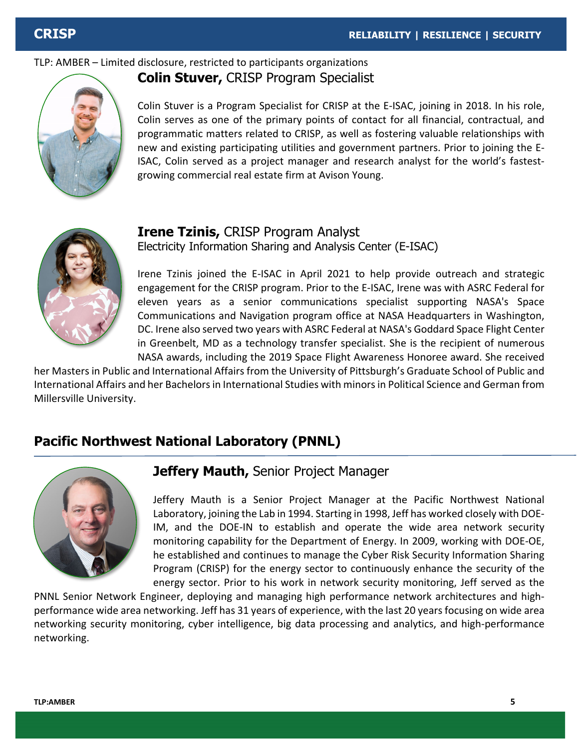TLP: AMBER – Limited disclosure, restricted to participants organizations

### **Colin Stuver,** CRISP Program Specialist

Colin Stuver is a Program Specialist for CRISP at the E-ISAC, joining in 2018. In his role, Colin serves as one of the primary points of contact for all financial, contractual, and programmatic matters related to CRISP, as well as fostering valuable relationships with new and existing participating utilities and government partners. Prior to joining the E-ISAC, Colin served as a project manager and research analyst for the world's fastest-growing commercial real estate firm at Avison Young.

### **Irene Tzinis,** CRISP Program Analyst

Electricity Information Sharing and Analysis Center (E-ISAC)

Irene Tzinis joined the E-ISAC in April 2021 to help provide outreach and strategic engagement for the CRISP program. Prior to the E-ISAC, Irene was with ASRC Federal for eleven years as a senior communications specialist supporting NASA's Space Communications and Navigation program office at NASA Headquarters in Washington, DC. Irene also served two years with ASRC Federal at NASA's Goddard Space Flight Center in Greenbelt, MD as a technology transfer specialist. She is the recipient of numerous NASA awards, including the 2019 Space Flight Awareness Honoree award. She received her Masters in Public and International Affairs from the University of Pittsburgh's Graduate School of Public and International Affairs and her Bachelors in International Studies with minors in Political Science and German from Millersville University.

## Pacific Northwest National Laboratory (PNNL)

### **Jeffery Mauth,** Senior Project Manager

Jeffery Mauth is a Senior Project Manager at the Pacific Northwest National Laboratory, joining the Lab in 1994. Starting in 1998, Jeff has worked closely with DOE-IM, and the DOE-IN to establish and operate the wide area network security monitoring capability for the Department of Energy. In 2009, working with DOE-OE, he established and continues to manage the Cyber Risk Security Information Sharing Program (CRISP) for the energy sector to continuously enhance the security of the energy sector. Prior to his work in network security monitoring, Jeff served as the PNNL Senior Network Engineer, deploying and managing high performance network architectures and high-performance wide area networking. Jeff has 31 years of experience, with the last 20 years focusing on wide area networking security monitoring, cyber intelligence, big data processing and analytics, and high-performance networking.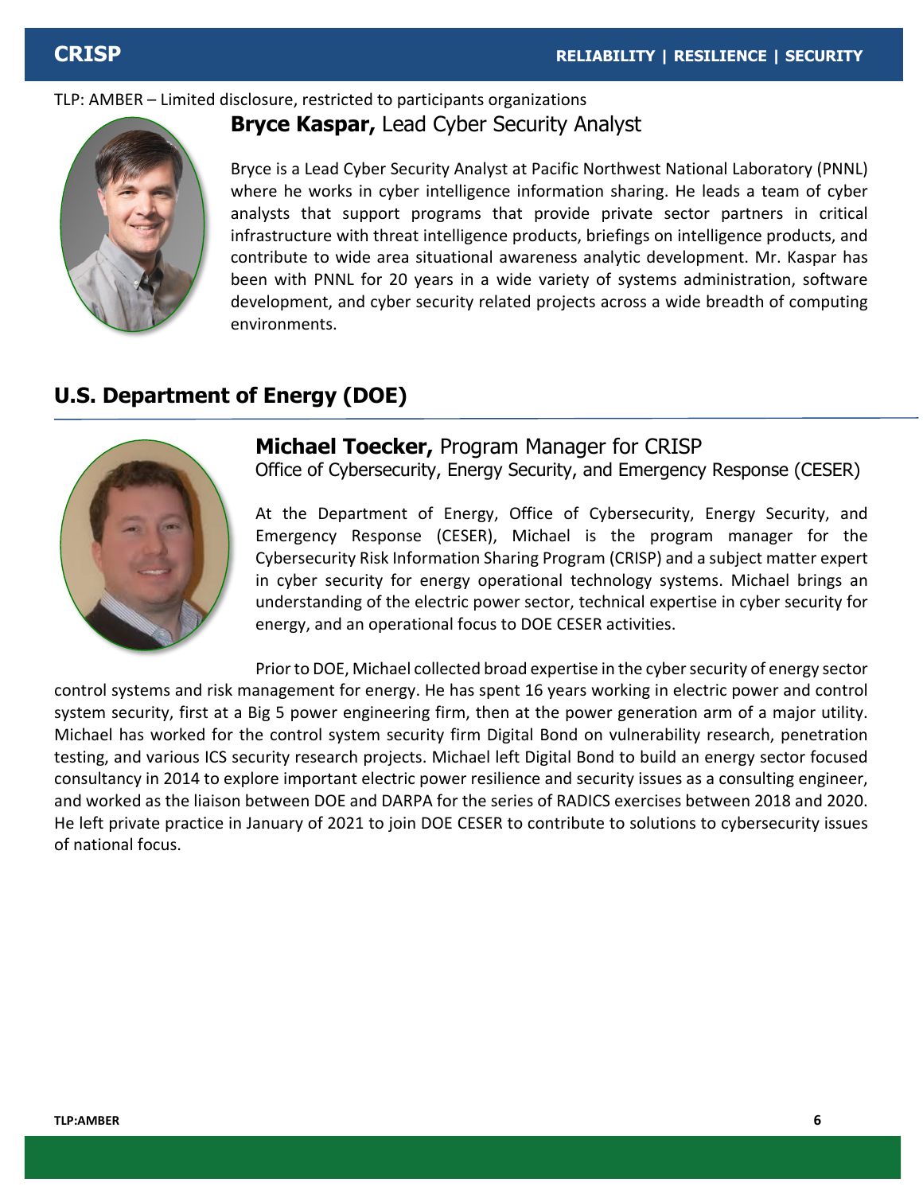TLP: AMBER – Limited disclosure, restricted to participants organizations

### **Bryce Kaspar,** Lead Cyber Security Analyst

Bryce is a Lead Cyber Security Analyst at Pacific Northwest National Laboratory (PNNL) where he works in cyber intelligence information sharing. He leads a team of cyber analysts that support programs that provide private sector partners in critical infrastructure with threat intelligence products, briefings on intelligence products, and contribute to wide area situational awareness analytic development. Mr. Kaspar has been with PNNL for 20 years in a wide variety of systems administration, software development, and cyber security related projects across a wide breadth of computing environments.

## U.S. Department of Energy (DOE)

### **Michael Toecker,** Program Manager for CRISP

Office of Cybersecurity, Energy Security, and Emergency Response (CESER)

At the Department of Energy, Office of Cybersecurity, Energy Security, and Emergency Response (CESER), Michael is the program manager for the Cybersecurity Risk Information Sharing Program (CRISP) and a subject matter expert in cyber security for energy operational technology systems. Michael brings an understanding of the electric power sector, technical expertise in cyber security for energy, and an operational focus to DOE CESER activities.

Prior to DOE, Michael collected broad expertise in the cyber security of energy sector control systems and risk management for energy. He has spent 16 years working in electric power and control system security, first at a Big 5 power engineering firm, then at the power generation arm of a major utility. Michael has worked for the control system security firm Digital Bond on vulnerability research, penetration testing, and various ICS security research projects. Michael left Digital Bond to build an energy sector focused consultancy in 2014 to explore important electric power resilience and security issues as a consulting engineer, and worked as the liaison between DOE and DARPA for the series of RADICS exercises between 2018 and 2020. He left private practice in January of 2021 to join DOE CESER to contribute to solutions to cybersecurity issues of national focus.